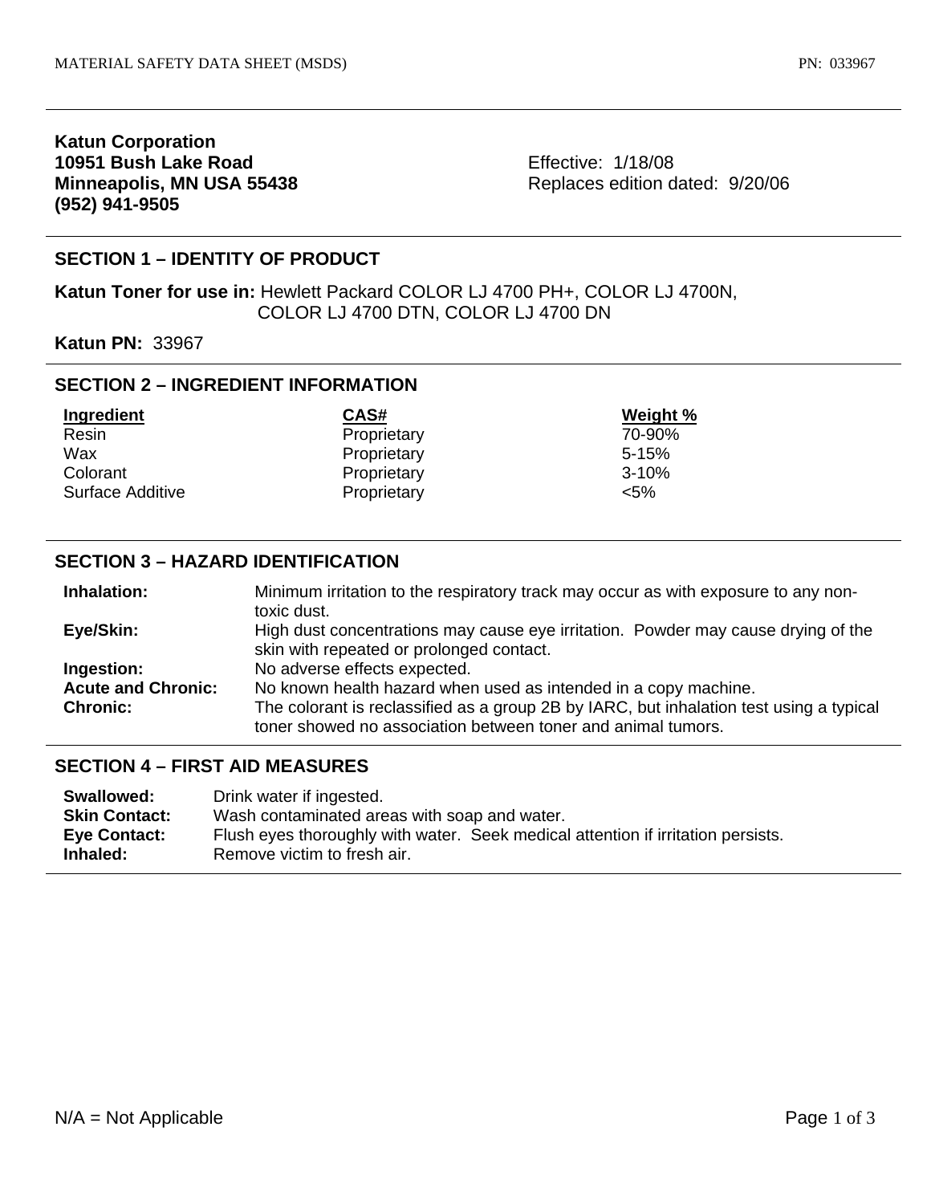**Katun Corporation**
**10951 Bush Lake Road**
**Minneapolis, MN USA 55438**
**(952) 941-9505**

Effective: 1/18/08
Replaces edition dated: 9/20/06

## SECTION 1 – IDENTITY OF PRODUCT

**Katun Toner for use in:** Hewlett Packard COLOR LJ 4700 PH+, COLOR LJ 4700N, COLOR LJ 4700 DTN, COLOR LJ 4700 DN

**Katun PN:** 33967

## SECTION 2 – INGREDIENT INFORMATION

| Ingredient | CAS# | Weight % |
|---|---|---|
| Resin | Proprietary | 70-90% |
| Wax | Proprietary | 5-15% |
| Colorant | Proprietary | 3-10% |
| Surface Additive | Proprietary | <5% |

## SECTION 3 – HAZARD IDENTIFICATION

**Inhalation:** Minimum irritation to the respiratory track may occur as with exposure to any non-toxic dust.

**Eye/Skin:** High dust concentrations may cause eye irritation. Powder may cause drying of the skin with repeated or prolonged contact.

**Ingestion:** No adverse effects expected.

**Acute and Chronic:** No known health hazard when used as intended in a copy machine.

**Chronic:** The colorant is reclassified as a group 2B by IARC, but inhalation test using a typical toner showed no association between toner and animal tumors.

## SECTION 4 – FIRST AID MEASURES

**Swallowed:** Drink water if ingested.

**Skin Contact:** Wash contaminated areas with soap and water.

**Eye Contact:** Flush eyes thoroughly with water. Seek medical attention if irritation persists.

**Inhaled:** Remove victim to fresh air.

N/A = Not Applicable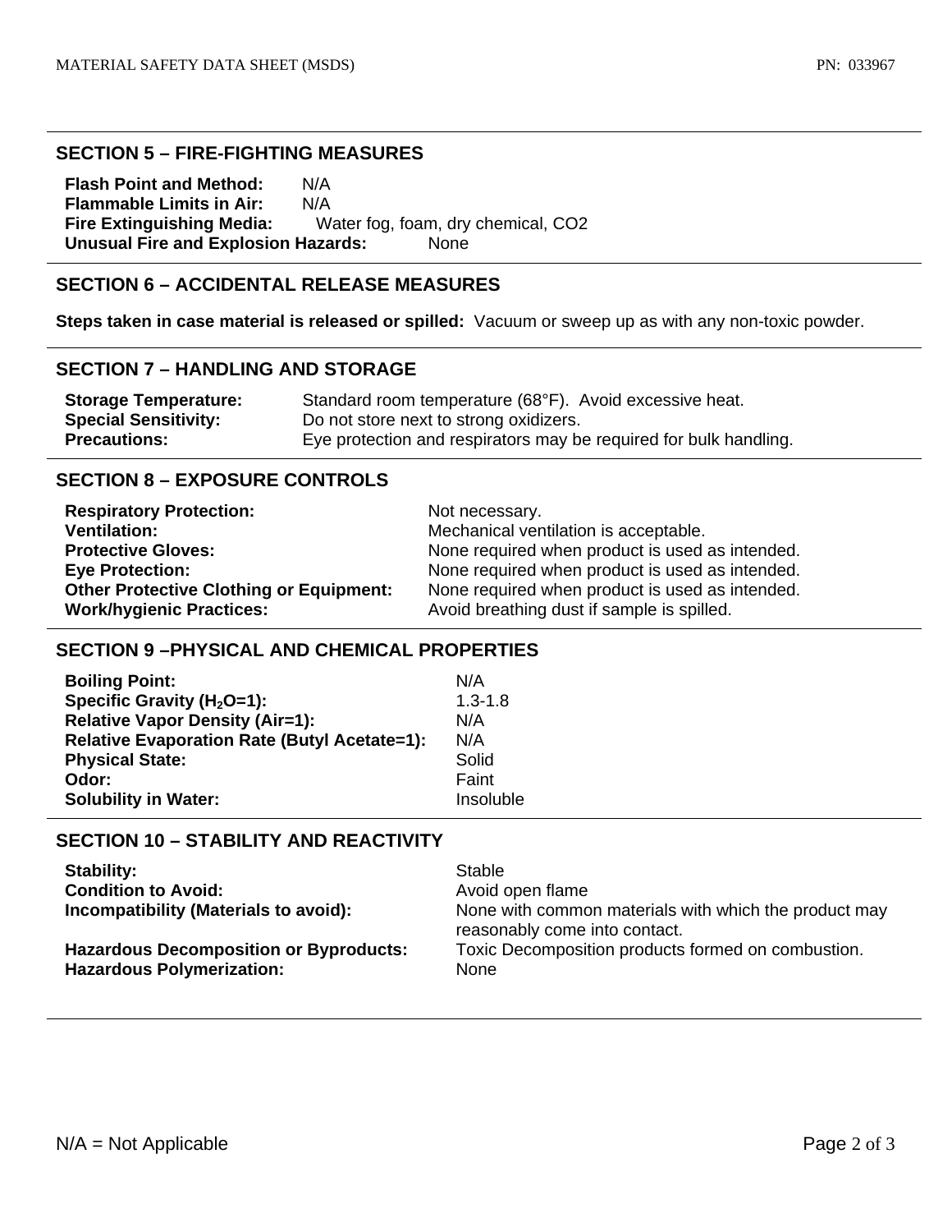## SECTION 5 – FIRE-FIGHTING MEASURES

**Flash Point and Method:** N/A
**Flammable Limits in Air:** N/A
**Fire Extinguishing Media:** Water fog, foam, dry chemical, $CO_2$
**Unusual Fire and Explosion Hazards:** None

## SECTION 6 – ACCIDENTAL RELEASE MEASURES

**Steps taken in case material is released or spilled:** Vacuum or sweep up as with any non-toxic powder.

## SECTION 7 – HANDLING AND STORAGE

| | |
|---|---|
| **Storage Temperature:** | Standard room temperature (68°F). Avoid excessive heat. |
| **Special Sensitivity:** | Do not store next to strong oxidizers. |
| **Precautions:** | Eye protection and respirators may be required for bulk handling. |

## SECTION 8 – EXPOSURE CONTROLS

| | |
|---|---|
| **Respiratory Protection:** | Not necessary. |
| **Ventilation:** | Mechanical ventilation is acceptable. |
| **Protective Gloves:** | None required when product is used as intended. |
| **Eye Protection:** | None required when product is used as intended. |
| **Other Protective Clothing or Equipment:** | None required when product is used as intended. |
| **Work/hygienic Practices:** | Avoid breathing dust if sample is spilled. |

## SECTION 9 –PHYSICAL AND CHEMICAL PROPERTIES

| | |
|---|---|
| **Boiling Point:** | N/A |
| **Specific Gravity ($H_2O$=1):** | 1.3-1.8 |
| **Relative Vapor Density (Air=1):** | N/A |
| **Relative Evaporation Rate (Butyl Acetate=1):** | N/A |
| **Physical State:** | Solid |
| **Odor:** | Faint |
| **Solubility in Water:** | Insoluble |

## SECTION 10 – STABILITY AND REACTIVITY

| | |
|---|---|
| **Stability:** | Stable |
| **Condition to Avoid:** | Avoid open flame |
| **Incompatibility (Materials to avoid):** | None with common materials with which the product may reasonably come into contact. |
| **Hazardous Decomposition or Byproducts:** | Toxic Decomposition products formed on combustion. |
| **Hazardous Polymerization:** | None |

N/A = Not Applicable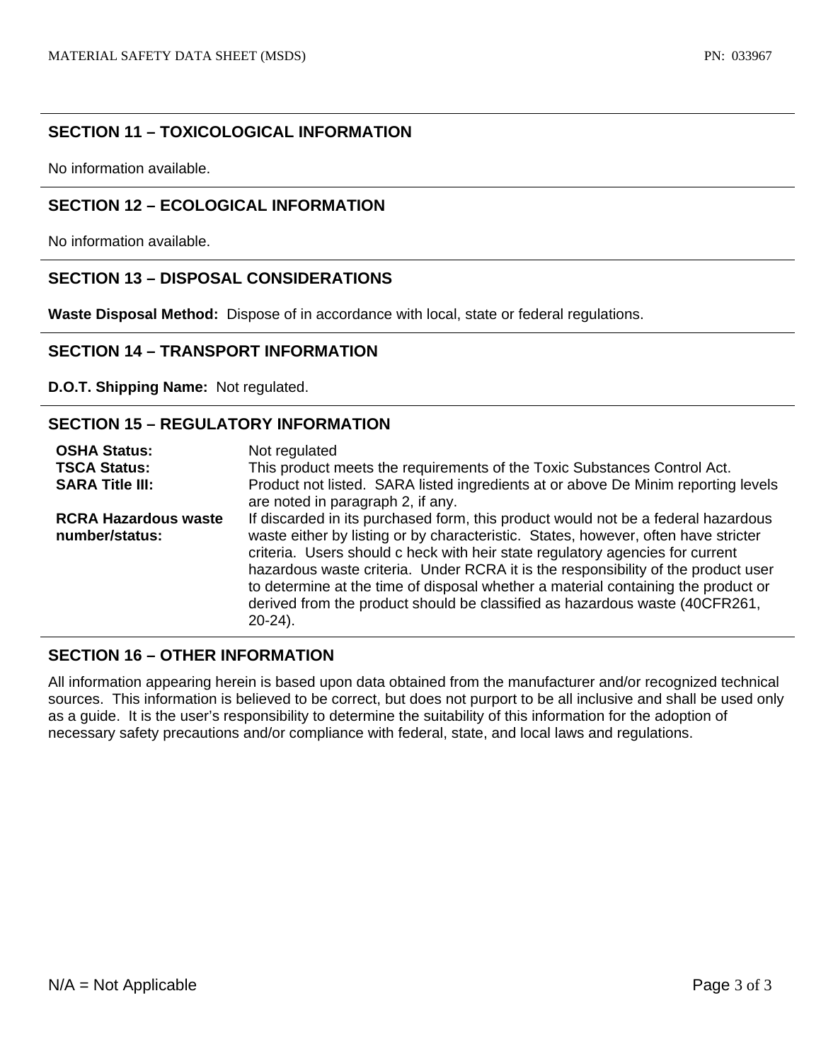## SECTION 11 – TOXICOLOGICAL INFORMATION

No information available.

## SECTION 12 – ECOLOGICAL INFORMATION

No information available.

## SECTION 13 – DISPOSAL CONSIDERATIONS

**Waste Disposal Method:** Dispose of in accordance with local, state or federal regulations.

## SECTION 14 – TRANSPORT INFORMATION

**D.O.T. Shipping Name:** Not regulated.

## SECTION 15 – REGULATORY INFORMATION

| | |
|---|---|
| **OSHA Status:** | Not regulated |
| **TSCA Status:** | This product meets the requirements of the Toxic Substances Control Act. |
| **SARA Title III:** | Product not listed. SARA listed ingredients at or above De Minim reporting levels are noted in paragraph 2, if any. |
| **RCRA Hazardous waste number/status:** | If discarded in its purchased form, this product would not be a federal hazardous waste either by listing or by characteristic. States, however, often have stricter criteria. Users should c heck with heir state regulatory agencies for current hazardous waste criteria. Under RCRA it is the responsibility of the product user to determine at the time of disposal whether a material containing the product or derived from the product should be classified as hazardous waste (40CFR261, 20-24). |

## SECTION 16 – OTHER INFORMATION

All information appearing herein is based upon data obtained from the manufacturer and/or recognized technical sources. This information is believed to be correct, but does not purport to be all inclusive and shall be used only as a guide. It is the user's responsibility to determine the suitability of this information for the adoption of necessary safety precautions and/or compliance with federal, state, and local laws and regulations.

N/A = Not Applicable